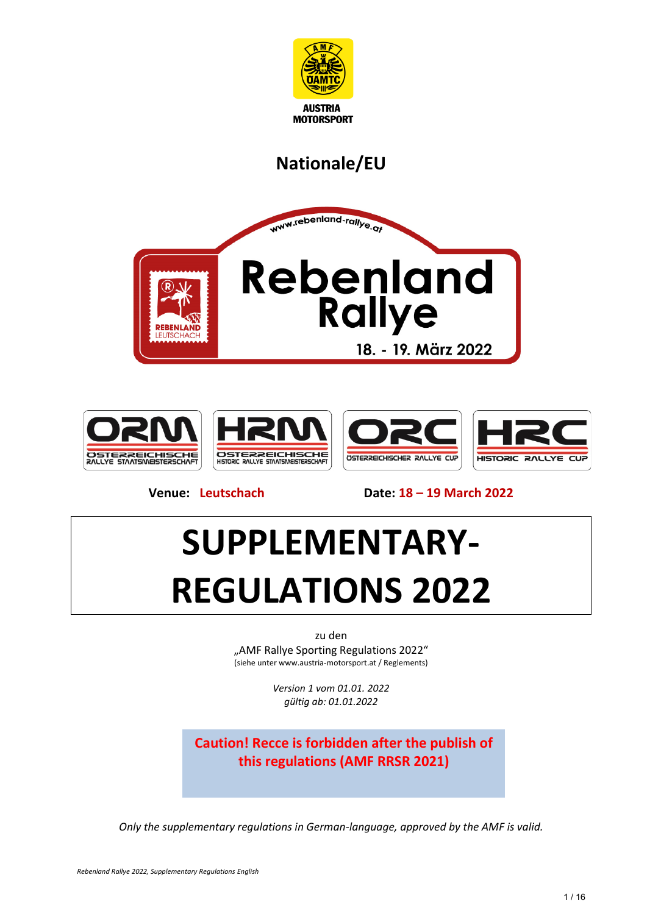AUSTRIA MOTORSPORT

## Nationale/EU

www.rebenland-rallye.at

# Rebenland Rallye

18. - 19. März 2022

**Venue: Leutschach** **Date: 18 – 19 March 2022**

# SUPPLEMENTARY-REGULATIONS 2022

zu den
„AMF Rallye Sporting Regulations 2022"
(siehe unter www.austria-motorsport.at / Reglements)

*Version 1 vom 01.01. 2022*
*gültig ab: 01.01.2022*

**Caution! Recce is forbidden after the publish of this regulations (AMF RRSR 2021)**

*Only the supplementary regulations in German-language, approved by the AMF is valid.*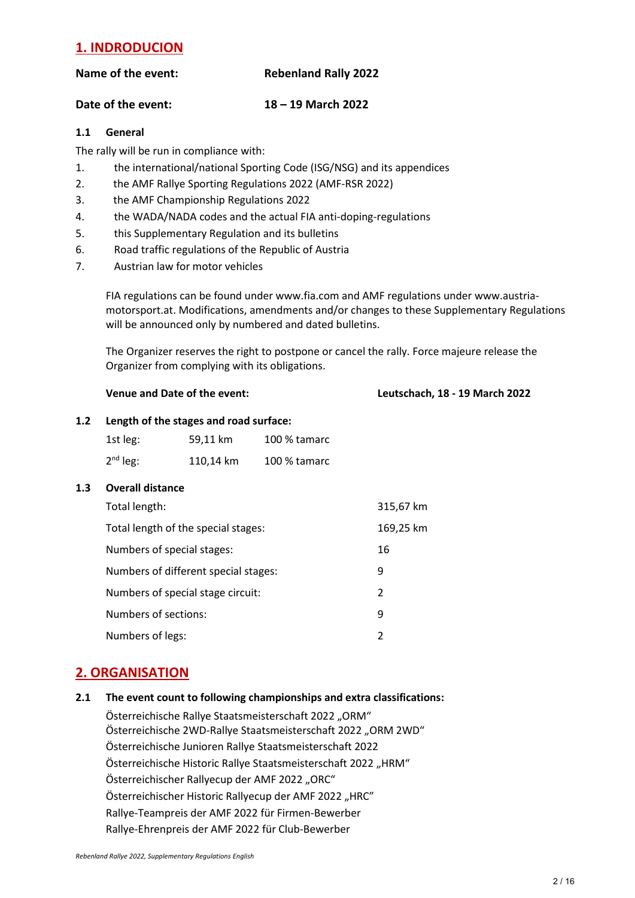## 1. INDRODUCION

**Name of the event:** **Rebenland Rally 2022**

**Date of the event:** **18 – 19 March 2022**

### 1.1 General

The rally will be run in compliance with:

1. the international/national Sporting Code (ISG/NSG) and its appendices
2. the AMF Rallye Sporting Regulations 2022 (AMF-RSR 2022)
3. the AMF Championship Regulations 2022
4. the WADA/NADA codes and the actual FIA anti-doping-regulations
5. this Supplementary Regulation and its bulletins
6. Road traffic regulations of the Republic of Austria
7. Austrian law for motor vehicles

FIA regulations can be found under www.fia.com and AMF regulations under www.austria-motorsport.at. Modifications, amendments and/or changes to these Supplementary Regulations will be announced only by numbered and dated bulletins.

The Organizer reserves the right to postpone or cancel the rally. Force majeure release the Organizer from complying with its obligations.

**Venue and Date of the event:** **Leutschach, 18 - 19 March 2022**

### 1.2 Length of the stages and road surface:

| | | |
|---|---|---|
| 1st leg: | 59,11 km | 100 % tamarc |
| 2nd leg: | 110,14 km | 100 % tamarc |

### 1.3 Overall distance

| | |
|---|---|
| Total length: | 315,67 km |
| Total length of the special stages: | 169,25 km |
| Numbers of special stages: | 16 |
| Numbers of different special stages: | 9 |
| Numbers of special stage circuit: | 2 |
| Numbers of sections: | 9 |
| Numbers of legs: | 2 |

## 2. ORGANISATION

### 2.1 The event count to following championships and extra classifications:

Österreichische Rallye Staatsmeisterschaft 2022 „ORM“
Österreichische 2WD-Rallye Staatsmeisterschaft 2022 „ORM 2WD“
Österreichische Junioren Rallye Staatsmeisterschaft 2022
Österreichische Historic Rallye Staatsmeisterschaft 2022 „HRM“
Österreichischer Rallyecup der AMF 2022 „ORC“
Österreichischer Historic Rallyecup der AMF 2022 „HRC”
Rallye-Teampreis der AMF 2022 für Firmen-Bewerber
Rallye-Ehrenpreis der AMF 2022 für Club-Bewerber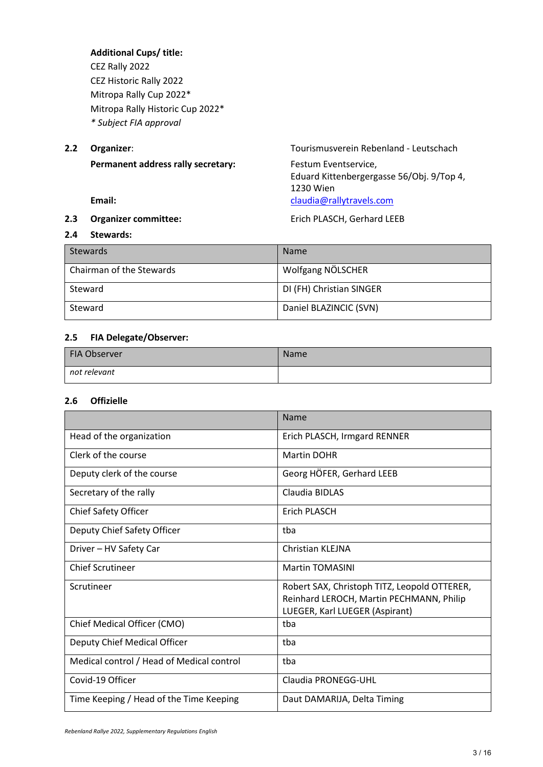**Additional Cups/ title:**

CEZ Rally 2022
CEZ Historic Rally 2022
Mitropa Rally Cup 2022*
Mitropa Rally Historic Cup 2022*
*\* Subject FIA approval*

**2.2 Organizer**: Tourismusverein Rebenland - Leutschach

**Permanent address rally secretary:** Festum Eventservice, Eduard Kittenbergergasse 56/Obj. 9/Top 4, 1230 Wien

**Email:** claudia@rallytravels.com

**2.3 Organizer committee:** Erich PLASCH, Gerhard LEEB

**2.4 Stewards:**

| Stewards | Name |
|---|---|
| Chairman of the Stewards | Wolfgang NÖLSCHER |
| Steward | DI (FH) Christian SINGER |
| Steward | Daniel BLAZINCIC (SVN) |

**2.5 FIA Delegate/Observer:**

| FIA Observer | Name |
|---|---|
| *not relevant* | |

**2.6 Offizielle**

| | Name |
|---|---|
| Head of the organization | Erich PLASCH, Irmgard RENNER |
| Clerk of the course | Martin DOHR |
| Deputy clerk of the course | Georg HÖFER, Gerhard LEEB |
| Secretary of the rally | Claudia BIDLAS |
| Chief Safety Officer | Erich PLASCH |
| Deputy Chief Safety Officer | tba |
| Driver – HV Safety Car | Christian KLEJNA |
| Chief Scrutineer | Martin TOMASINI |
| Scrutineer | Robert SAX, Christoph TITZ, Leopold OTTERER, Reinhard LEROCH, Martin PECHMANN, Philip LUEGER, Karl LUEGER (Aspirant) |
| Chief Medical Officer (CMO) | tba |
| Deputy Chief Medical Officer | tba |
| Medical control / Head of Medical control | tba |
| Covid-19 Officer | Claudia PRONEGG-UHL |
| Time Keeping / Head of the Time Keeping | Daut DAMARIJA, Delta Timing |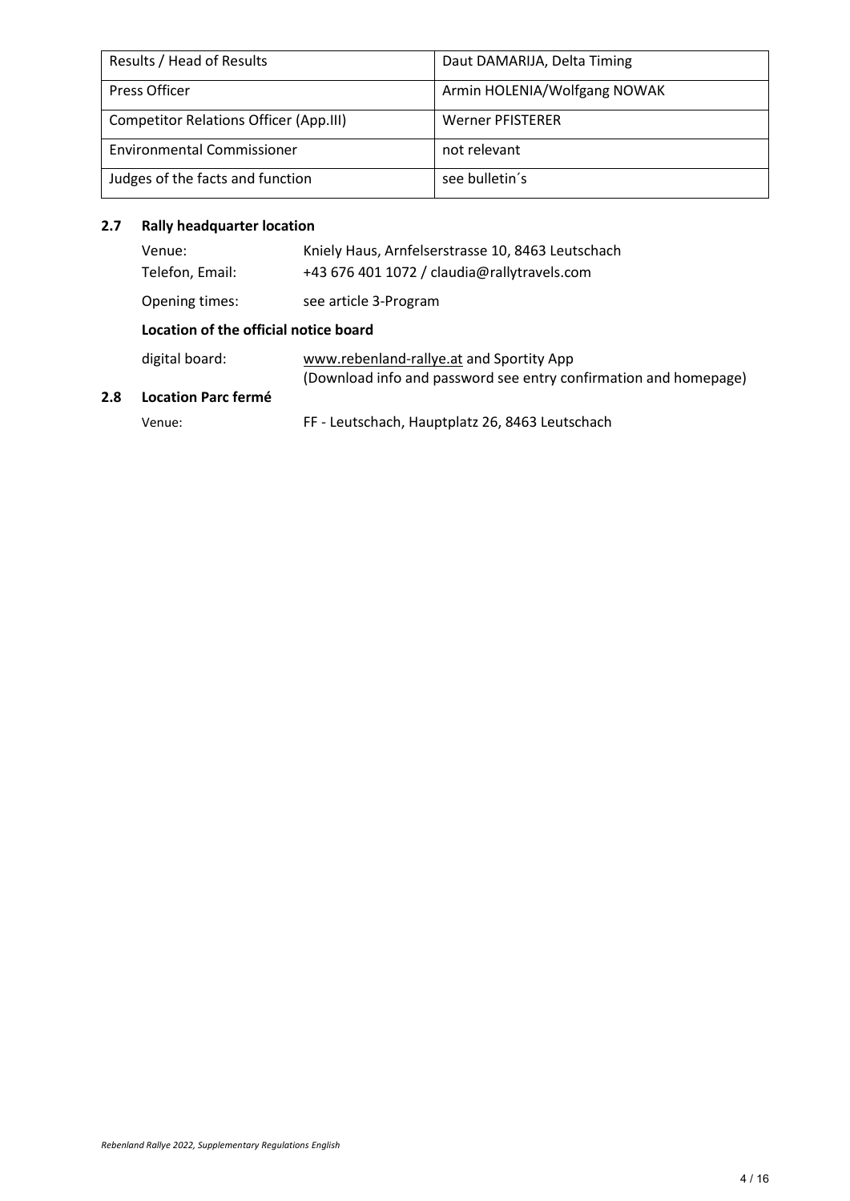| Results / Head of Results | Daut DAMARIJA, Delta Timing |
| --- | --- |
| Press Officer | Armin HOLENIA/Wolfgang NOWAK |
| Competitor Relations Officer (App.III) | Werner PFISTERER |
| Environmental Commissioner | not relevant |
| Judges of the facts and function | see bulletin´s |

## 2.7 Rally headquarter location

Venue: Kniely Haus, Arnfelserstrasse 10, 8463 Leutschach
Telefon, Email: +43 676 401 1072 / claudia@rallytravels.com
Opening times: see article 3-Program

**Location of the official notice board**

digital board: www.rebenland-rallye.at and Sportity App
(Download info and password see entry confirmation and homepage)

## 2.8 Location Parc fermé

Venue: FF - Leutschach, Hauptplatz 26, 8463 Leutschach

*Rebenland Rallye 2022, Supplementary Regulations English*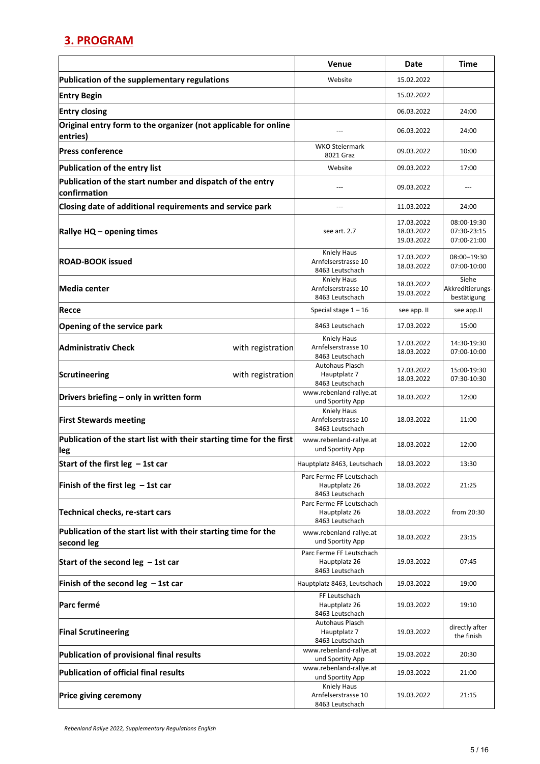## 3. PROGRAM

| | Venue | Date | Time |
|---|---|---|---|
| **Publication of the supplementary regulations** | Website | 15.02.2022 | |
| **Entry Begin** | | 15.02.2022 | |
| **Entry closing** | | 06.03.2022 | 24:00 |
| **Original entry form to the organizer (not applicable for online entries)** | --- | 06.03.2022 | 24:00 |
| **Press conference** | WKO Steiermark 8021 Graz | 09.03.2022 | 10:00 |
| **Publication of the entry list** | Website | 09.03.2022 | 17:00 |
| **Publication of the start number and dispatch of the entry confirmation** | --- | 09.03.2022 | --- |
| **Closing date of additional requirements and service park** | --- | 11.03.2022 | 24:00 |
| **Rallye HQ – opening times** | see art. 2.7 | 17.03.2022<br>18.03.2022<br>19.03.2022 | 08:00-19:30<br>07:30-23:15<br>07:00-21:00 |
| **ROAD-BOOK issued** | Kniely Haus Arnfelserstrasse 10 8463 Leutschach | 17.03.2022<br>18.03.2022 | 08:00–19:30<br>07:00-10:00 |
| **Media center** | Kniely Haus Arnfelserstrasse 10 8463 Leutschach | 18.03.2022<br>19.03.2022 | Siehe Akkreditierungs-bestätigung |
| **Recce** | Special stage 1 – 16 | see app. II | see app.II |
| **Opening of the service park** | 8463 Leutschach | 17.03.2022 | 15:00 |
| **Administrativ Check** with registration | Kniely Haus Arnfelserstrasse 10 8463 Leutschach | 17.03.2022<br>18.03.2022 | 14:30-19:30<br>07:00-10:00 |
| **Scrutineering** with registration | Autohaus Plasch Hauptplatz 7 8463 Leutschach | 17.03.2022<br>18.03.2022 | 15:00-19:30<br>07:30-10:30 |
| **Drivers briefing – only in written form** | www.rebenland-rallye.at und Sportity App | 18.03.2022 | 12:00 |
| **First Stewards meeting** | Kniely Haus Arnfelserstrasse 10 8463 Leutschach | 18.03.2022 | 11:00 |
| **Publication of the start list with their starting time for the first leg** | www.rebenland-rallye.at und Sportity App | 18.03.2022 | 12:00 |
| **Start of the first leg – 1st car** | Hauptplatz 8463, Leutschach | 18.03.2022 | 13:30 |
| **Finish of the first leg – 1st car** | Parc Ferme FF Leutschach Hauptplatz 26 8463 Leutschach | 18.03.2022 | 21:25 |
| **Technical checks, re-start cars** | Parc Ferme FF Leutschach Hauptplatz 26 8463 Leutschach | 18.03.2022 | from 20:30 |
| **Publication of the start list with their starting time for the second leg** | www.rebenland-rallye.at und Sportity App | 18.03.2022 | 23:15 |
| **Start of the second leg – 1st car** | Parc Ferme FF Leutschach Hauptplatz 26 8463 Leutschach | 19.03.2022 | 07:45 |
| **Finish of the second leg – 1st car** | Hauptplatz 8463, Leutschach | 19.03.2022 | 19:00 |
| **Parc fermé** | FF Leutschach Hauptplatz 26 8463 Leutschach | 19.03.2022 | 19:10 |
| **Final Scrutineering** | Autohaus Plasch Hauptplatz 7 8463 Leutschach | 19.03.2022 | directly after the finish |
| **Publication of provisional final results** | www.rebenland-rallye.at und Sportity App | 19.03.2022 | 20:30 |
| **Publication of official final results** | www.rebenland-rallye.at und Sportity App | 19.03.2022 | 21:00 |
| **Price giving ceremony** | Kniely Haus Arnfelserstrasse 10 8463 Leutschach | 19.03.2022 | 21:15 |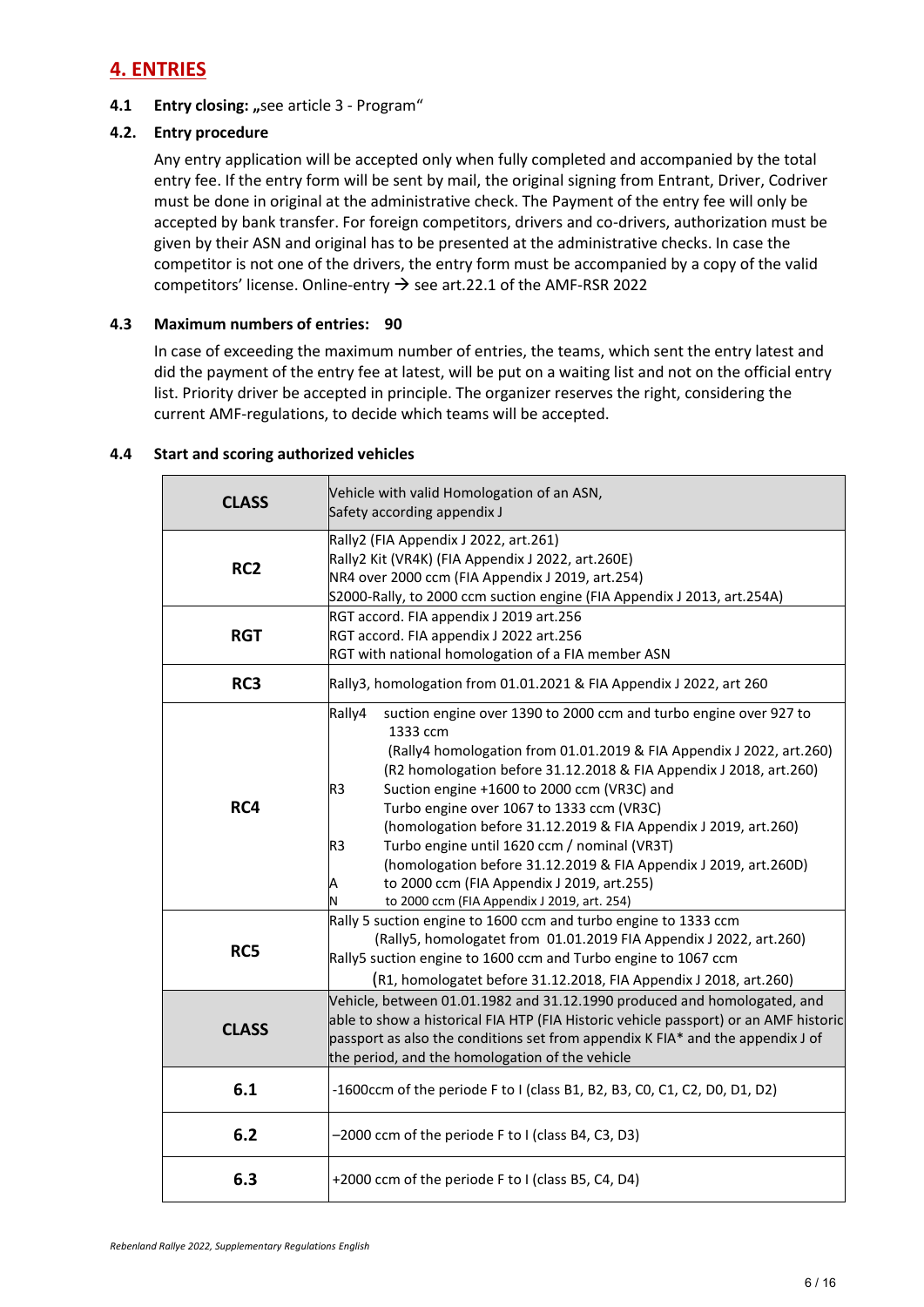## 4. ENTRIES

**4.1 Entry closing:** „see article 3 - Program"

**4.2. Entry procedure**

Any entry application will be accepted only when fully completed and accompanied by the total entry fee. If the entry form will be sent by mail, the original signing from Entrant, Driver, Codriver must be done in original at the administrative check. The Payment of the entry fee will only be accepted by bank transfer. For foreign competitors, drivers and co-drivers, authorization must be given by their ASN and original has to be presented at the administrative checks. In case the competitor is not one of the drivers, the entry form must be accompanied by a copy of the valid competitors' license. Online-entry → see art.22.1 of the AMF-RSR 2022

**4.3 Maximum numbers of entries: 90**

In case of exceeding the maximum number of entries, the teams, which sent the entry latest and did the payment of the entry fee at latest, will be put on a waiting list and not on the official entry list. Priority driver be accepted in principle. The organizer reserves the right, considering the current AMF-regulations, to decide which teams will be accepted.

**4.4 Start and scoring authorized vehicles**

| CLASS | Vehicle with valid Homologation of an ASN,<br>Safety according appendix J |
|---|---|
| RC2 | Rally2 (FIA Appendix J 2022, art.261)<br>Rally2 Kit (VR4K) (FIA Appendix J 2022, art.260E)<br>NR4 over 2000 ccm (FIA Appendix J 2019, art.254)<br>S2000-Rally, to 2000 ccm suction engine (FIA Appendix J 2013, art.254A) |
| RGT | RGT accord. FIA appendix J 2019 art.256<br>RGT accord. FIA appendix J 2022 art.256<br>RGT with national homologation of a FIA member ASN |
| RC3 | Rally3, homologation from 01.01.2021 & FIA Appendix J 2022, art 260 |
| RC4 | Rally4 suction engine over 1390 to 2000 ccm and turbo engine over 927 to 1333 ccm<br>(Rally4 homologation from 01.01.2019 & FIA Appendix J 2022, art.260)<br>(R2 homologation before 31.12.2018 & FIA Appendix J 2018, art.260)<br>R3 Suction engine +1600 to 2000 ccm (VR3C) and<br>Turbo engine over 1067 to 1333 ccm (VR3C)<br>(homologation before 31.12.2019 & FIA Appendix J 2019, art.260)<br>R3 Turbo engine until 1620 ccm / nominal (VR3T)<br>(homologation before 31.12.2019 & FIA Appendix J 2019, art.260D)<br>A to 2000 ccm (FIA Appendix J 2019, art.255)<br>N to 2000 ccm (FIA Appendix J 2019, art. 254) |
| RC5 | Rally 5 suction engine to 1600 ccm and turbo engine to 1333 ccm<br>(Rally5, homologatet from 01.01.2019 FIA Appendix J 2022, art.260)<br>Rally5 suction engine to 1600 ccm and Turbo engine to 1067 ccm<br>(R1, homologatet before 31.12.2018, FIA Appendix J 2018, art.260) |
| CLASS | Vehicle, between 01.01.1982 and 31.12.1990 produced and homologated, and able to show a historical FIA HTP (FIA Historic vehicle passport) or an AMF historic passport as also the conditions set from appendix K FIA* and the appendix J of the period, and the homologation of the vehicle |
| 6.1 | -1600ccm of the periode F to I (class B1, B2, B3, C0, C1, C2, D0, D1, D2) |
| 6.2 | –2000 ccm of the periode F to I (class B4, C3, D3) |
| 6.3 | +2000 ccm of the periode F to I (class B5, C4, D4) |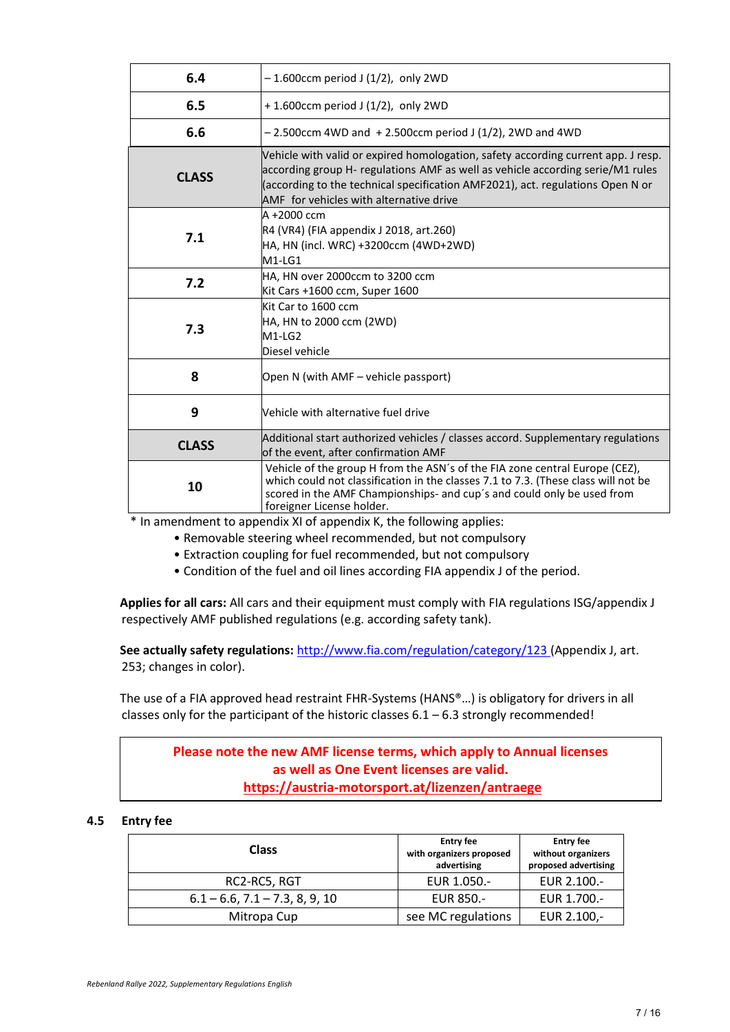| | |
|---|---|
| **6.4** | – 1.600ccm period J (1/2), only 2WD |
| **6.5** | + 1.600ccm period J (1/2), only 2WD |
| **6.6** | – 2.500ccm 4WD and + 2.500ccm period J (1/2), 2WD and 4WD |
| **CLASS** | Vehicle with valid or expired homologation, safety according current app. J resp. according group H- regulations AMF as well as vehicle according serie/M1 rules (according to the technical specification AMF2021), act. regulations Open N or AMF for vehicles with alternative drive |
| **7.1** | A +2000 ccm<br>R4 (VR4) (FIA appendix J 2018, art.260)<br>HA, HN (incl. WRC) +3200ccm (4WD+2WD)<br>M1-LG1 |
| **7.2** | HA, HN over 2000ccm to 3200 ccm<br>Kit Cars +1600 ccm, Super 1600 |
| **7.3** | Kit Car to 1600 ccm<br>HA, HN to 2000 ccm (2WD)<br>M1-LG2<br>Diesel vehicle |
| **8** | Open N (with AMF – vehicle passport) |
| **9** | Vehicle with alternative fuel drive |
| **CLASS** | Additional start authorized vehicles / classes accord. Supplementary regulations of the event, after confirmation AMF |
| **10** | Vehicle of the group H from the ASN´s of the FIA zone central Europe (CEZ), which could not classification in the classes 7.1 to 7.3. (These class will not be scored in the AMF Championships- and cup´s and could only be used from foreigner License holder. |

* In amendment to appendix XI of appendix K, the following applies:

- Removable steering wheel recommended, but not compulsory
- Extraction coupling for fuel recommended, but not compulsory
- Condition of the fuel and oil lines according FIA appendix J of the period.

**Applies for all cars:** All cars and their equipment must comply with FIA regulations ISG/appendix J respectively AMF published regulations (e.g. according safety tank).

**See actually safety regulations:** http://www.fia.com/regulation/category/123 (Appendix J, art. 253; changes in color).

The use of a FIA approved head restraint FHR-Systems (HANS®…) is obligatory for drivers in all classes only for the participant of the historic classes 6.1 – 6.3 strongly recommended!

**Please note the new AMF license terms, which apply to Annual licenses as well as One Event licenses are valid.**
**https://austria-motorsport.at/lizenzen/antraege**

## 4.5 Entry fee

| Class | Entry fee with organizers proposed advertising | Entry fee without organizers proposed advertising |
|---|---|---|
| RC2-RC5, RGT | EUR 1.050.- | EUR 2.100.- |
| 6.1 – 6.6, 7.1 – 7.3, 8, 9, 10 | EUR 850.- | EUR 1.700.- |
| Mitropa Cup | see MC regulations | EUR 2.100,- |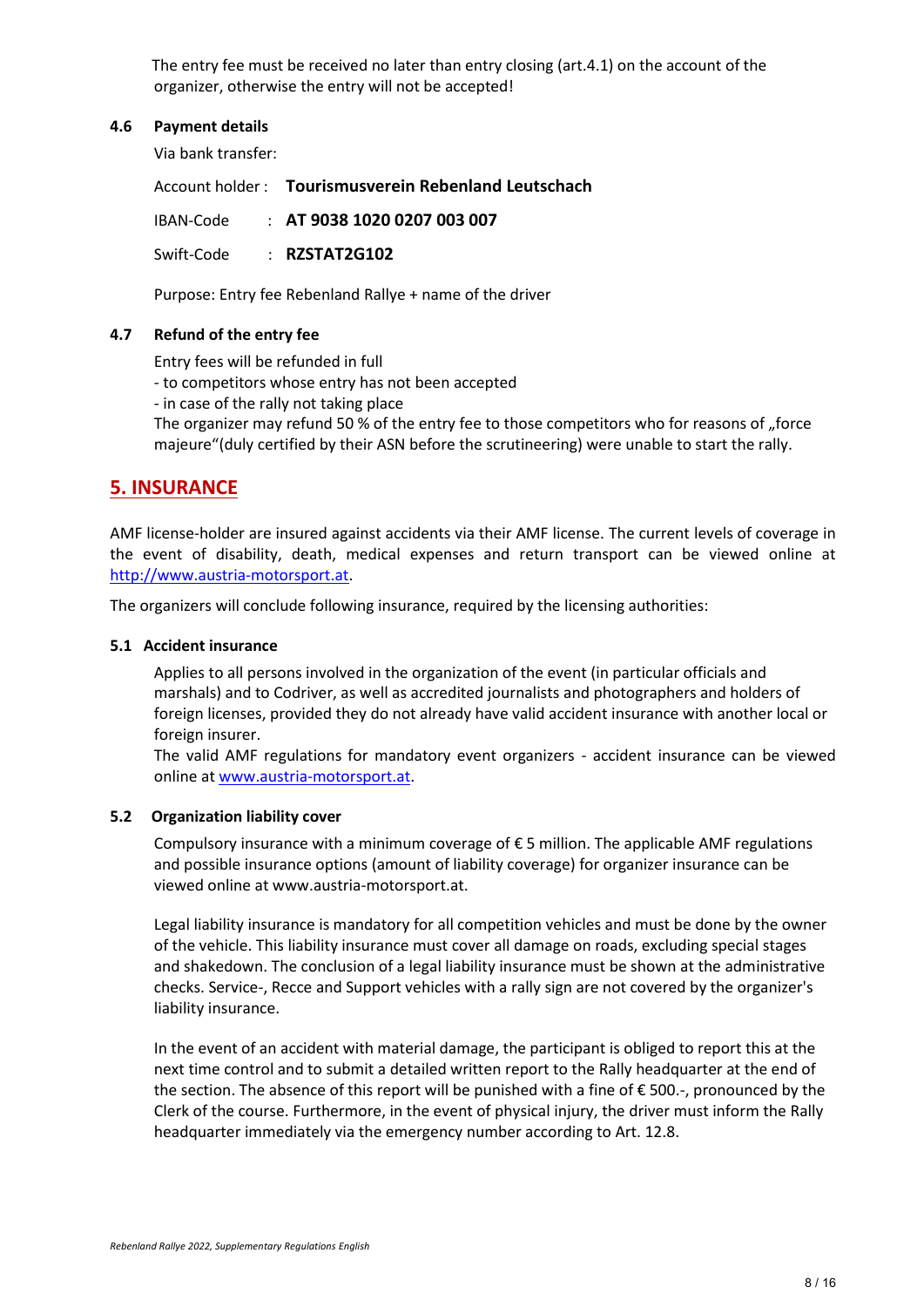The entry fee must be received no later than entry closing (art.4.1) on the account of the organizer, otherwise the entry will not be accepted!

### 4.6 Payment details

Via bank transfer:

Account holder : **Tourismusverein Rebenland Leutschach**

IBAN-Code : **AT 9038 1020 0207 003 007**

Swift-Code : **RZSTAT2G102**

Purpose: Entry fee Rebenland Rallye + name of the driver

### 4.7 Refund of the entry fee

Entry fees will be refunded in full

- to competitors whose entry has not been accepted
- in case of the rally not taking place

The organizer may refund 50 % of the entry fee to those competitors who for reasons of „force majeure"(duly certified by their ASN before the scrutineering) were unable to start the rally.

## 5. INSURANCE

AMF license-holder are insured against accidents via their AMF license. The current levels of coverage in the event of disability, death, medical expenses and return transport can be viewed online at http://www.austria-motorsport.at.

The organizers will conclude following insurance, required by the licensing authorities:

### 5.1 Accident insurance

Applies to all persons involved in the organization of the event (in particular officials and marshals) and to Codriver, as well as accredited journalists and photographers and holders of foreign licenses, provided they do not already have valid accident insurance with another local or foreign insurer.

The valid AMF regulations for mandatory event organizers - accident insurance can be viewed online at www.austria-motorsport.at.

### 5.2 Organization liability cover

Compulsory insurance with a minimum coverage of € 5 million. The applicable AMF regulations and possible insurance options (amount of liability coverage) for organizer insurance can be viewed online at www.austria-motorsport.at.

Legal liability insurance is mandatory for all competition vehicles and must be done by the owner of the vehicle. This liability insurance must cover all damage on roads, excluding special stages and shakedown. The conclusion of a legal liability insurance must be shown at the administrative checks. Service-, Recce and Support vehicles with a rally sign are not covered by the organizer's liability insurance.

In the event of an accident with material damage, the participant is obliged to report this at the next time control and to submit a detailed written report to the Rally headquarter at the end of the section. The absence of this report will be punished with a fine of € 500.-, pronounced by the Clerk of the course. Furthermore, in the event of physical injury, the driver must inform the Rally headquarter immediately via the emergency number according to Art. 12.8.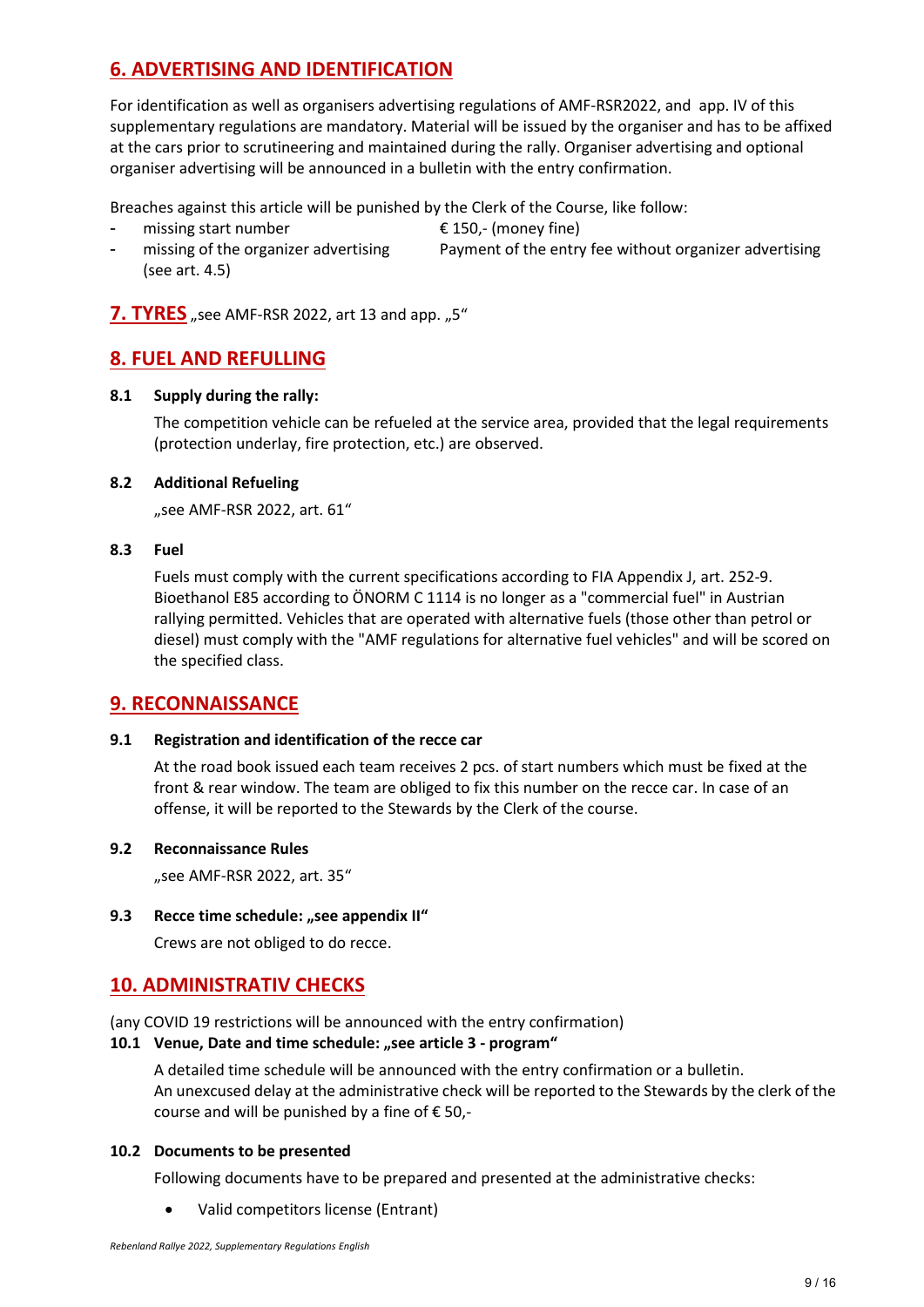## 6. ADVERTISING AND IDENTIFICATION

For identification as well as organisers advertising regulations of AMF-RSR2022, and app. IV of this supplementary regulations are mandatory. Material will be issued by the organiser and has to be affixed at the cars prior to scrutineering and maintained during the rally. Organiser advertising and optional organiser advertising will be announced in a bulletin with the entry confirmation.

Breaches against this article will be punished by the Clerk of the Course, like follow:

- missing start number — € 150,- (money fine)
- missing of the organizer advertising (see art. 4.5) — Payment of the entry fee without organizer advertising

## 7. TYRES „see AMF-RSR 2022, art 13 and app. „5"

## 8. FUEL AND REFULLING

**8.1 Supply during the rally:**

The competition vehicle can be refueled at the service area, provided that the legal requirements (protection underlay, fire protection, etc.) are observed.

**8.2 Additional Refueling**

„see AMF-RSR 2022, art. 61"

**8.3 Fuel**

Fuels must comply with the current specifications according to FIA Appendix J, art. 252-9. Bioethanol E85 according to ÖNORM C 1114 is no longer as a "commercial fuel" in Austrian rallying permitted. Vehicles that are operated with alternative fuels (those other than petrol or diesel) must comply with the "AMF regulations for alternative fuel vehicles" and will be scored on the specified class.

## 9. RECONNAISSANCE

**9.1 Registration and identification of the recce car**

At the road book issued each team receives 2 pcs. of start numbers which must be fixed at the front & rear window. The team are obliged to fix this number on the recce car. In case of an offense, it will be reported to the Stewards by the Clerk of the course.

**9.2 Reconnaissance Rules**

„see AMF-RSR 2022, art. 35"

**9.3 Recce time schedule: „see appendix II"**

Crews are not obliged to do recce.

## 10. ADMINISTRATIV CHECKS

(any COVID 19 restrictions will be announced with the entry confirmation)

**10.1 Venue, Date and time schedule: „see article 3 - program"**

A detailed time schedule will be announced with the entry confirmation or a bulletin.
An unexcused delay at the administrative check will be reported to the Stewards by the clerk of the course and will be punished by a fine of € 50,-

**10.2 Documents to be presented**

Following documents have to be prepared and presented at the administrative checks:

- Valid competitors license (Entrant)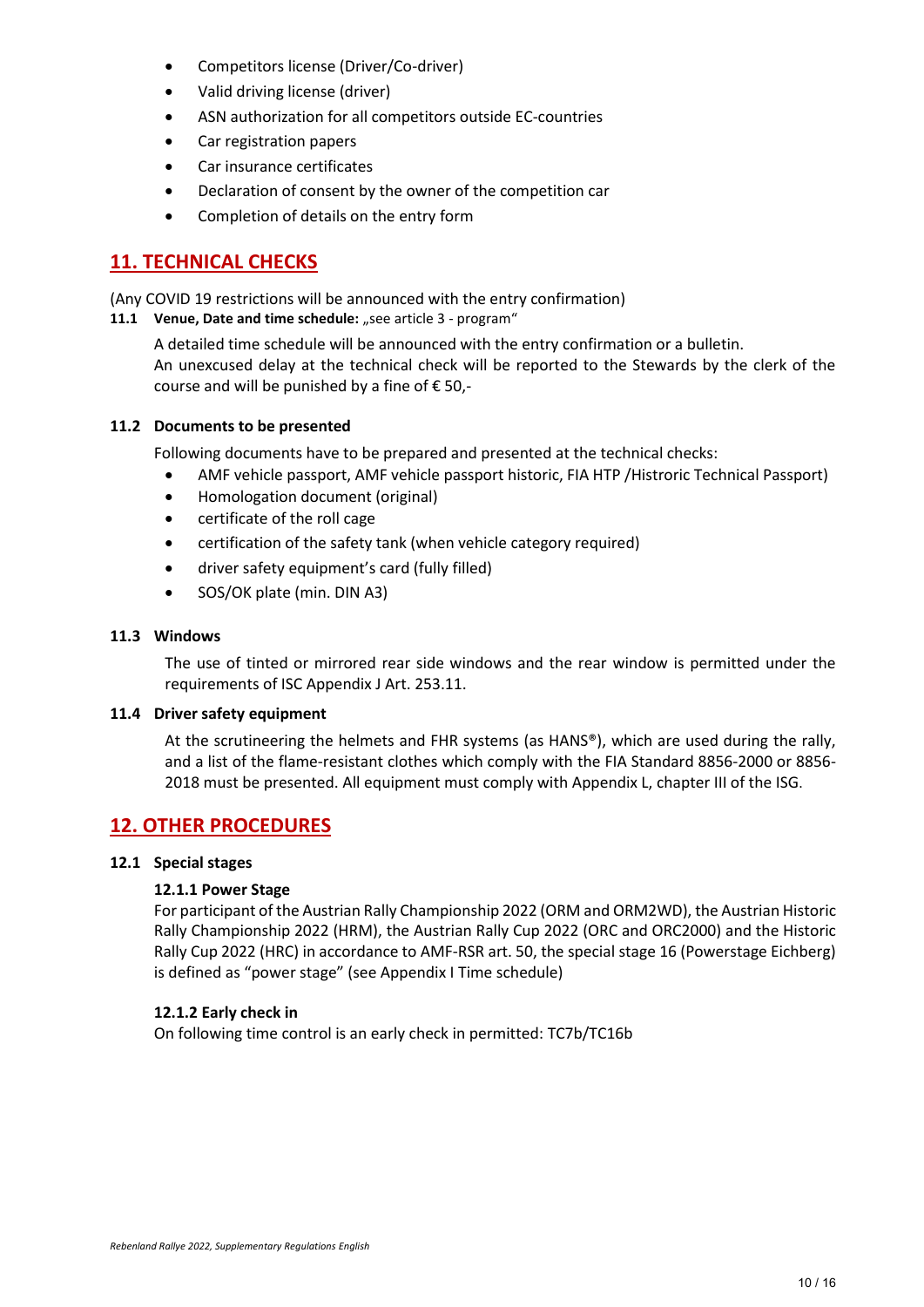- Competitors license (Driver/Co-driver)
- Valid driving license (driver)
- ASN authorization for all competitors outside EC-countries
- Car registration papers
- Car insurance certificates
- Declaration of consent by the owner of the competition car
- Completion of details on the entry form

## 11. TECHNICAL CHECKS

(Any COVID 19 restrictions will be announced with the entry confirmation)

**11.1 Venue, Date and time schedule:** „see article 3 - program"

A detailed time schedule will be announced with the entry confirmation or a bulletin.
An unexcused delay at the technical check will be reported to the Stewards by the clerk of the course and will be punished by a fine of € 50,-

### 11.2 Documents to be presented

Following documents have to be prepared and presented at the technical checks:

- AMF vehicle passport, AMF vehicle passport historic, FIA HTP /Historic Technical Passport)
- Homologation document (original)
- certificate of the roll cage
- certification of the safety tank (when vehicle category required)
- driver safety equipment's card (fully filled)
- SOS/OK plate (min. DIN A3)

### 11.3 Windows

The use of tinted or mirrored rear side windows and the rear window is permitted under the requirements of ISC Appendix J Art. 253.11.

### 11.4 Driver safety equipment

At the scrutineering the helmets and FHR systems (as HANS®), which are used during the rally, and a list of the flame-resistant clothes which comply with the FIA Standard 8856-2000 or 8856-2018 must be presented. All equipment must comply with Appendix L, chapter III of the ISG.

## 12. OTHER PROCEDURES

### 12.1 Special stages

#### 12.1.1 Power Stage

For participant of the Austrian Rally Championship 2022 (ORM and ORM2WD), the Austrian Historic Rally Championship 2022 (HRM), the Austrian Rally Cup 2022 (ORC and ORC2000) and the Historic Rally Cup 2022 (HRC) in accordance to AMF-RSR art. 50, the special stage 16 (Powerstage Eichberg) is defined as "power stage" (see Appendix I Time schedule)

#### 12.1.2 Early check in

On following time control is an early check in permitted: TC7b/TC16b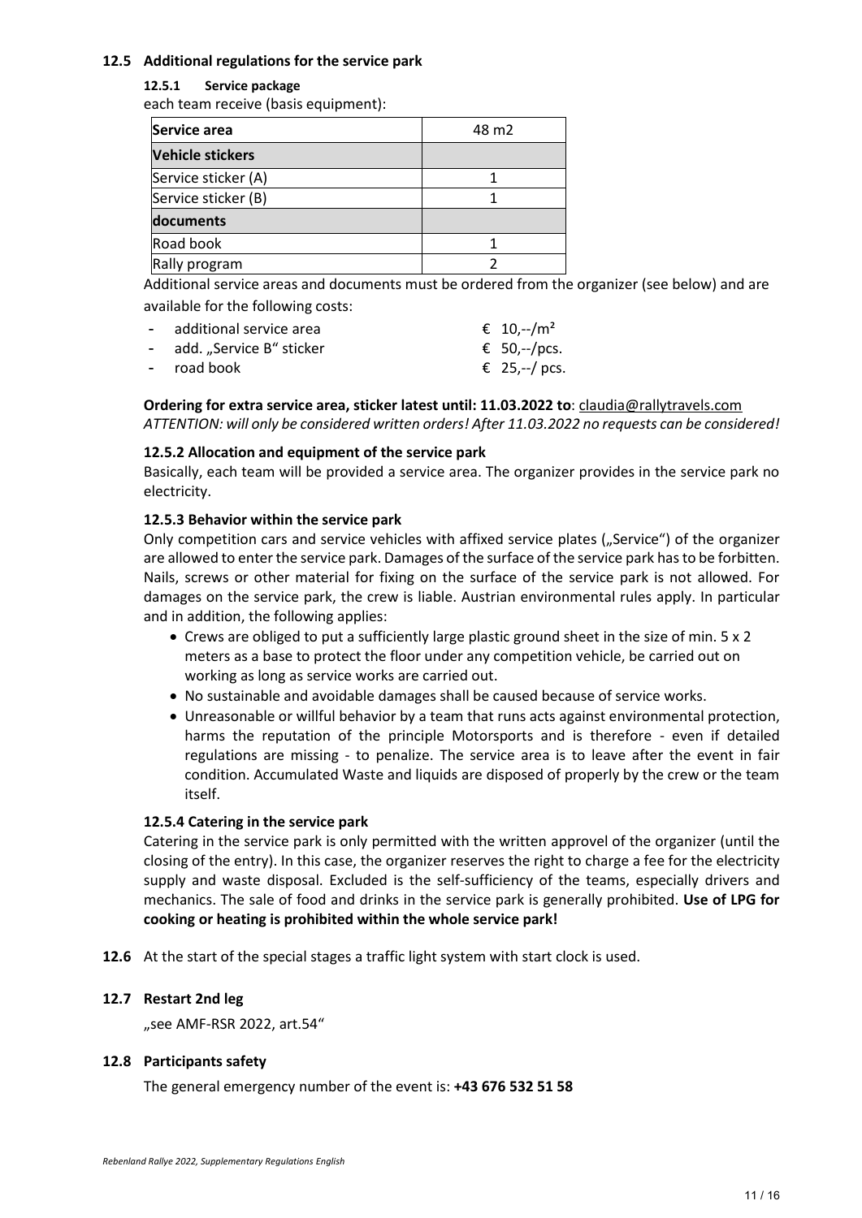## 12.5 Additional regulations for the service park

### 12.5.1 Service package

each team receive (basis equipment):

| Service area | 48 m2 |
|---|---|
| **Vehicle stickers** | |
| Service sticker (A) | 1 |
| Service sticker (B) | 1 |
| **documents** | |
| Road book | 1 |
| Rally program | 2 |

Additional service areas and documents must be ordered from the organizer (see below) and are available for the following costs:

- additional service area € 10,--/m²
- add. „Service B" sticker € 50,--/pcs.
- road book € 25,--/ pcs.

**Ordering for extra service area, sticker latest until: 11.03.2022 to**: claudia@rallytravels.com
*ATTENTION: will only be considered written orders! After 11.03.2022 no requests can be considered!*

### 12.5.2 Allocation and equipment of the service park

Basically, each team will be provided a service area. The organizer provides in the service park no electricity.

### 12.5.3 Behavior within the service park

Only competition cars and service vehicles with affixed service plates („Service") of the organizer are allowed to enter the service park. Damages of the surface of the service park has to be forbitten. Nails, screws or other material for fixing on the surface of the service park is not allowed. For damages on the service park, the crew is liable. Austrian environmental rules apply. In particular and in addition, the following applies:

- Crews are obliged to put a sufficiently large plastic ground sheet in the size of min. 5 x 2 meters as a base to protect the floor under any competition vehicle, be carried out on working as long as service works are carried out.
- No sustainable and avoidable damages shall be caused because of service works.
- Unreasonable or willful behavior by a team that runs acts against environmental protection, harms the reputation of the principle Motorsports and is therefore - even if detailed regulations are missing - to penalize. The service area is to leave after the event in fair condition. Accumulated Waste and liquids are disposed of properly by the crew or the team itself.

### 12.5.4 Catering in the service park

Catering in the service park is only permitted with the written approvel of the organizer (until the closing of the entry). In this case, the organizer reserves the right to charge a fee for the electricity supply and waste disposal. Excluded is the self-sufficiency of the teams, especially drivers and mechanics. The sale of food and drinks in the service park is generally prohibited. **Use of LPG for cooking or heating is prohibited within the whole service park!**

**12.6** At the start of the special stages a traffic light system with start clock is used.

## 12.7 Restart 2nd leg

„see AMF-RSR 2022, art.54"

## 12.8 Participants safety

The general emergency number of the event is: **+43 676 532 51 58**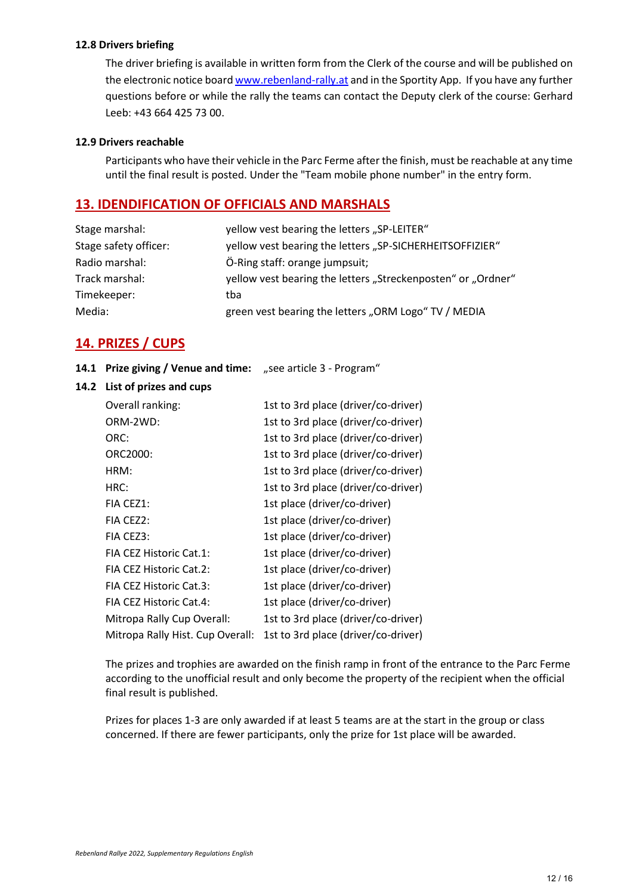### 12.8 Drivers briefing

The driver briefing is available in written form from the Clerk of the course and will be published on the electronic notice board [www.rebenland-rally.at](www.rebenland-rally.at) and in the Sportity App. If you have any further questions before or while the rally the teams can contact the Deputy clerk of the course: Gerhard Leeb: +43 664 425 73 00.

### 12.9 Drivers reachable

Participants who have their vehicle in the Parc Ferme after the finish, must be reachable at any time until the final result is posted. Under the "Team mobile phone number" in the entry form.

## 13. IDENDIFICATION OF OFFICIALS AND MARSHALS

| | |
|---|---|
| Stage marshal: | yellow vest bearing the letters „SP-LEITER“ |
| Stage safety officer: | yellow vest bearing the letters „SP-SICHERHEITSOFFIZIER“ |
| Radio marshal: | Ö-Ring staff: orange jumpsuit; |
| Track marshal: | yellow vest bearing the letters „Streckenposten“ or „Ordner“ |
| Timekeeper: | tba |
| Media: | green vest bearing the letters „ORM Logo“ TV / MEDIA |

## 14. PRIZES / CUPS

**14.1 Prize giving / Venue and time:** „see article 3 - Program“

**14.2 List of prizes and cups**

| | |
|---|---|
| Overall ranking: | 1st to 3rd place (driver/co-driver) |
| ORM-2WD: | 1st to 3rd place (driver/co-driver) |
| ORC: | 1st to 3rd place (driver/co-driver) |
| ORC2000: | 1st to 3rd place (driver/co-driver) |
| HRM: | 1st to 3rd place (driver/co-driver) |
| HRC: | 1st to 3rd place (driver/co-driver) |
| FIA CEZ1: | 1st place (driver/co-driver) |
| FIA CEZ2: | 1st place (driver/co-driver) |
| FIA CEZ3: | 1st place (driver/co-driver) |
| FIA CEZ Historic Cat.1: | 1st place (driver/co-driver) |
| FIA CEZ Historic Cat.2: | 1st place (driver/co-driver) |
| FIA CEZ Historic Cat.3: | 1st place (driver/co-driver) |
| FIA CEZ Historic Cat.4: | 1st place (driver/co-driver) |
| Mitropa Rally Cup Overall: | 1st to 3rd place (driver/co-driver) |
| Mitropa Rally Hist. Cup Overall: | 1st to 3rd place (driver/co-driver) |

The prizes and trophies are awarded on the finish ramp in front of the entrance to the Parc Ferme according to the unofficial result and only become the property of the recipient when the official final result is published.

Prizes for places 1-3 are only awarded if at least 5 teams are at the start in the group or class concerned. If there are fewer participants, only the prize for 1st place will be awarded.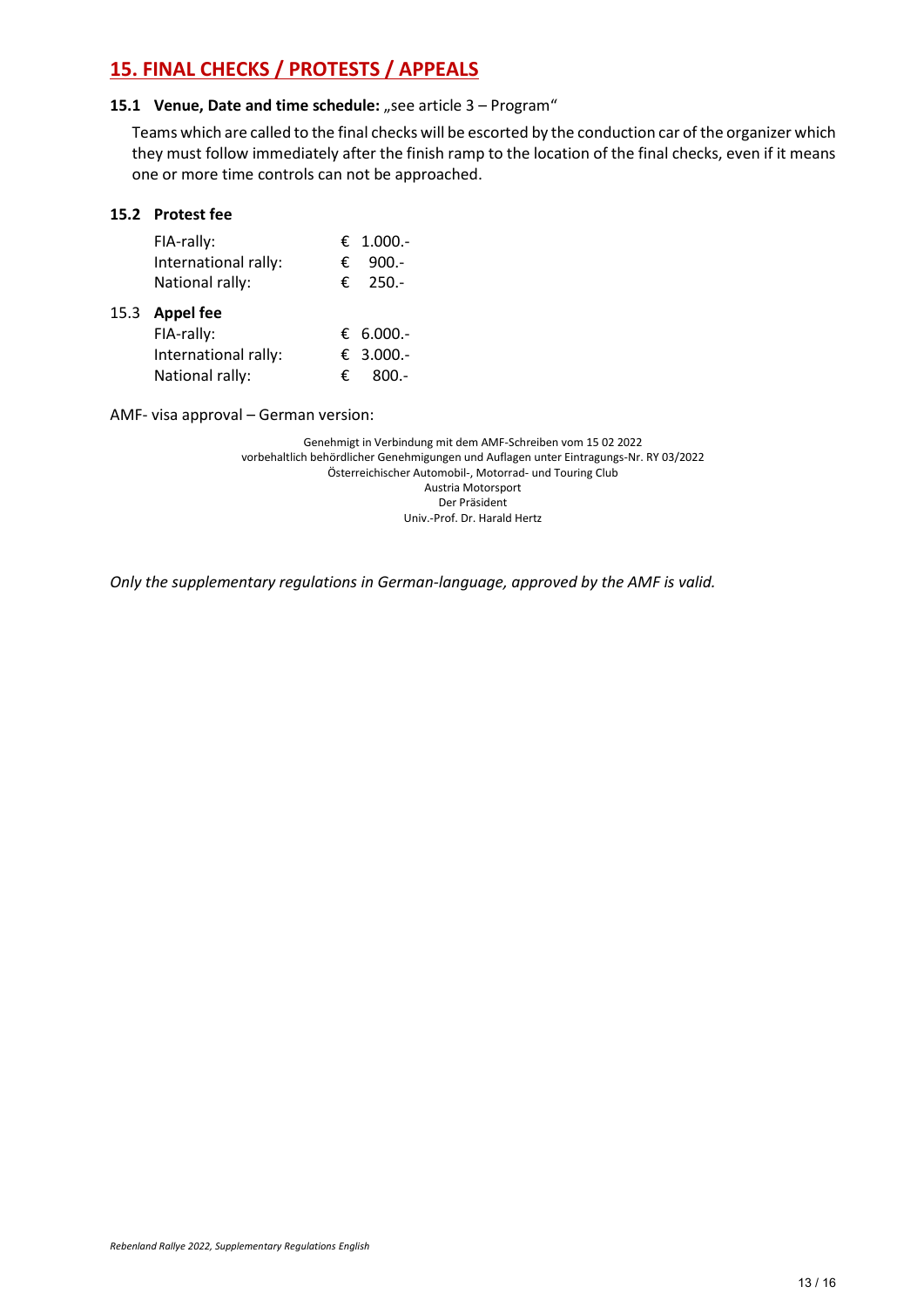## 15. FINAL CHECKS / PROTESTS / APPEALS

**15.1 Venue, Date and time schedule:** „see article 3 – Program"

Teams which are called to the final checks will be escorted by the conduction car of the organizer which they must follow immediately after the finish ramp to the location of the final checks, even if it means one or more time controls can not be approached.

**15.2 Protest fee**

| | |
|---|---|
| FIA-rally: | € 1.000.- |
| International rally: | € 900.- |
| National rally: | € 250.- |

15.3 **Appel fee**

| | |
|---|---|
| FIA-rally: | € 6.000.- |
| International rally: | € 3.000.- |
| National rally: | € 800.- |

AMF- visa approval – German version:

Genehmigt in Verbindung mit dem AMF-Schreiben vom 15 02 2022
vorbehaltlich behördlicher Genehmigungen und Auflagen unter Eintragungs-Nr. RY 03/2022
Österreichischer Automobil-, Motorrad- und Touring Club
Austria Motorsport
Der Präsident
Univ.-Prof. Dr. Harald Hertz

*Only the supplementary regulations in German-language, approved by the AMF is valid.*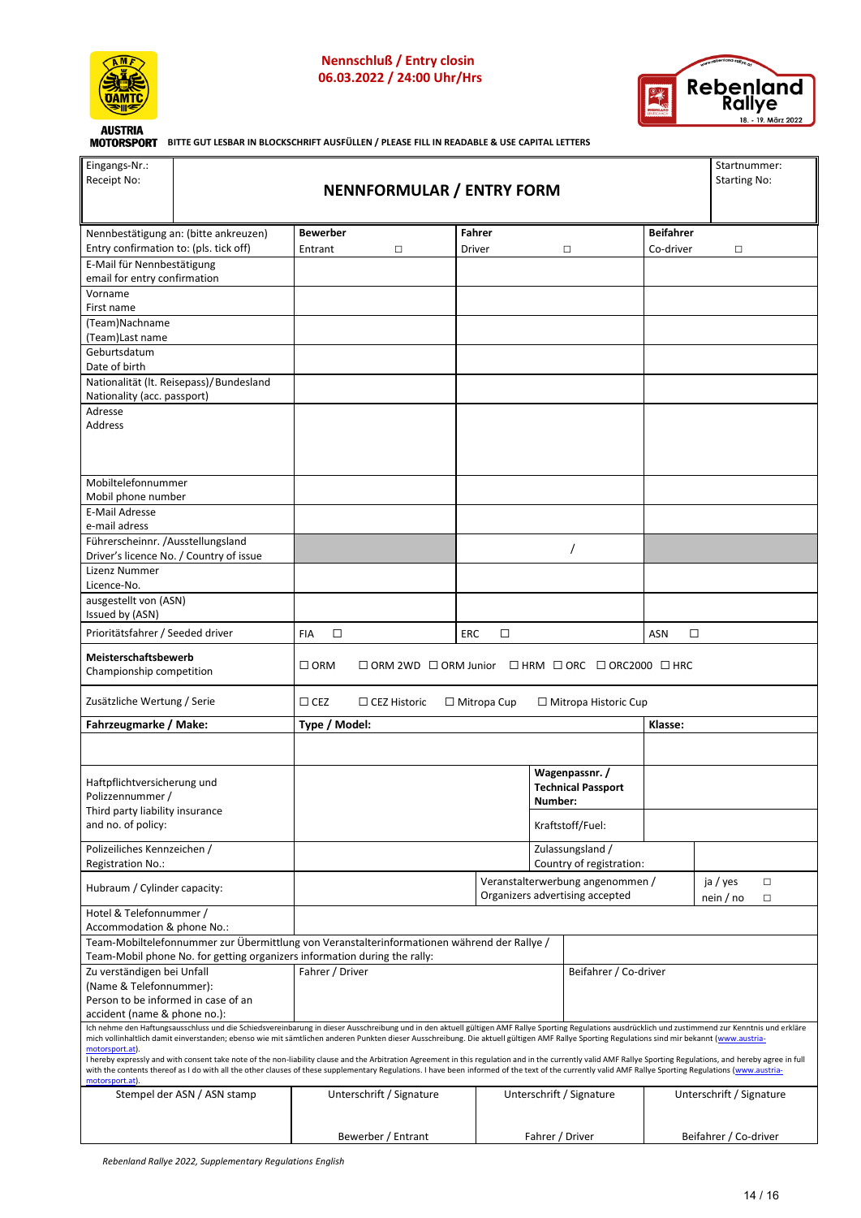**Nennschluß / Entry closin**
**06.03.2022 / 24:00 Uhr/Hrs**

AUSTRIA MOTORSPORT

Rebenland Rallye 18. - 19. März 2022

BITTE GUT LESBAR IN BLOCKSCHRIFT AUSFÜLLEN / PLEASE FILL IN READABLE & USE CAPITAL LETTERS

| Eingangs-Nr.: Receipt No: | **NENNFORMULAR / ENTRY FORM** | Startnummer: Starting No: |
|---|---|---|

| | | | |
|---|---|---|---|
| Nennbestätigung an: (bitte ankreuzen) Entry confirmation to: (pls. tick off) | **Bewerber** Entrant ☐ | **Fahrer** Driver ☐ | **Beifahrer** Co-driver ☐ |
| E-Mail für Nennbestätigung email for entry confirmation | | | |
| Vorname First name | | | |
| (Team)Nachname (Team)Last name | | | |
| Geburtsdatum Date of birth | | | |
| Nationalität (lt. Reisepass)/ Bundesland Nationality (acc. passport) | | | |
| Adresse Address | | | |
| Mobiltelefonnummer Mobil phone number | | | |
| E-Mail Adresse e-mail adress | | | |
| Führerscheinnr. /Ausstellungsland Driver's licence No. / Country of issue | | / | |
| Lizenz Nummer Licence-No. | | | |
| ausgestellt von (ASN) Issued by (ASN) | | | |
| Prioritätsfahrer / Seeded driver | FIA ☐ | ERC ☐ | ASN ☐ |

| | |
|---|---|
| **Meisterschaftsbewerb** Championship competition | ☐ ORM ☐ ORM 2WD ☐ ORM Junior ☐ HRM ☐ ORC ☐ ORC2000 ☐ HRC |
| Zusätzliche Wertung / Serie | ☐ CEZ ☐ CEZ Historic ☐ Mitropa Cup ☐ Mitropa Historic Cup |

| **Fahrzeugmarke / Make:** | **Type / Model:** | | **Klasse:** |
|---|---|---|---|
| | | | |
| Haftpflichtversicherung und Polizzennummer / Third party liability insurance and no. of policy: | | **Wagenpassnr. / Technical Passport Number:** | |
| | | Kraftstoff/Fuel: | |
| Polizeiliches Kennzeichen / Registration No.: | | Zulassungsland / Country of registration: | |
| Hubraum / Cylinder capacity: | | Veranstalterwerbung angenommen / Organizers advertising accepted | ja / yes ☐ nein / no ☐ |
| Hotel & Telefonnummer / Accommodation & phone No.: | | | |

| | |
|---|---|
| Team-Mobiltelefonnummer zur Übermittlung von Veranstalterinformationen während der Rallye / Team-Mobil phone No. for getting organizers information during the rally: | |

| | | |
|---|---|---|
| Zu verständigen bei Unfall (Name & Telefonnummer): Person to be informed in case of an accident (name & phone no.): | Fahrer / Driver | Beifahrer / Co-driver |

Ich nehme den Haftungsausschluss und die Schiedsvereinbarung in dieser Ausschreibung und in den aktuell gültigen AMF Rallye Sporting Regulations ausdrücklich und zustimmend zur Kenntnis und erkläre mich vollinhaltlich damit einverstanden; ebenso wie mit sämtlichen anderen Punkten dieser Ausschreibung. Die aktuell gültigen AMF Rallye Sporting Regulations sind mir bekannt (www.austria-motorsport.at).
I hereby expressly and with consent take note of the non-liability clause and the Arbitration Agreement in this regulation and in the currently valid AMF Rallye Sporting Regulations, and hereby agree in full with the contents thereof as I do with all the other clauses of these supplementary Regulations. I have been informed of the text of the currently valid AMF Rallye Sporting Regulations (www.austria-motorsport.at).

| Stempel der ASN / ASN stamp | Unterschrift / Signature | Unterschrift / Signature | Unterschrift / Signature |
|---|---|---|---|
| | Bewerber / Entrant | Fahrer / Driver | Beifahrer / Co-driver |

*Rebenland Rallye 2022, Supplementary Regulations English*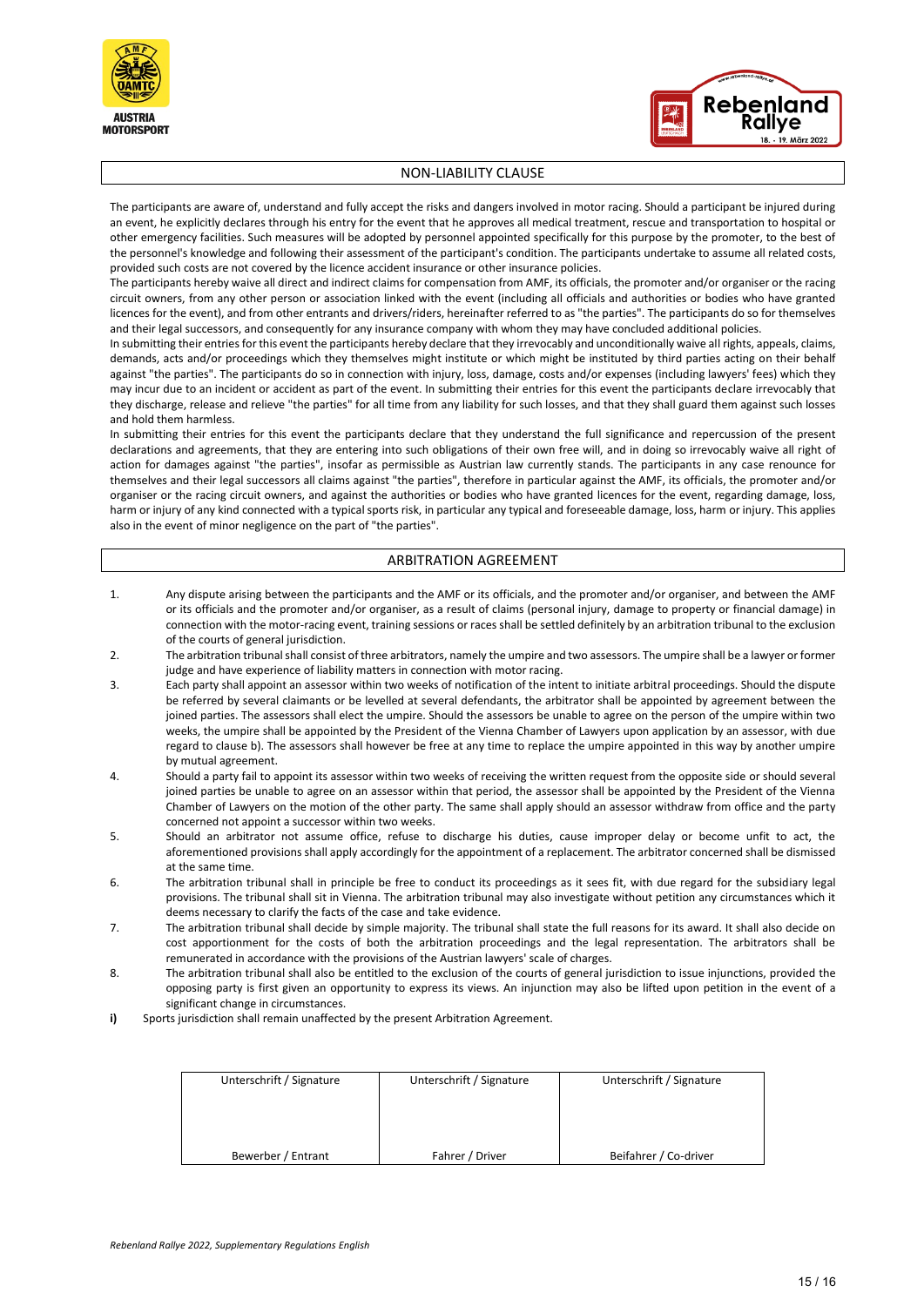## NON-LIABILITY CLAUSE

The participants are aware of, understand and fully accept the risks and dangers involved in motor racing. Should a participant be injured during an event, he explicitly declares through his entry for the event that he approves all medical treatment, rescue and transportation to hospital or other emergency facilities. Such measures will be adopted by personnel appointed specifically for this purpose by the promoter, to the best of the personnel's knowledge and following their assessment of the participant's condition. The participants undertake to assume all related costs, provided such costs are not covered by the licence accident insurance or other insurance policies.

The participants hereby waive all direct and indirect claims for compensation from AMF, its officials, the promoter and/or organiser or the racing circuit owners, from any other person or association linked with the event (including all officials and authorities or bodies who have granted licences for the event), and from other entrants and drivers/riders, hereinafter referred to as "the parties". The participants do so for themselves and their legal successors, and consequently for any insurance company with whom they may have concluded additional policies.

In submitting their entries for this event the participants hereby declare that they irrevocably and unconditionally waive all rights, appeals, claims, demands, acts and/or proceedings which they themselves might institute or which might be instituted by third parties acting on their behalf against "the parties". The participants do so in connection with injury, loss, damage, costs and/or expenses (including lawyers' fees) which they may incur due to an incident or accident as part of the event. In submitting their entries for this event the participants declare irrevocably that they discharge, release and relieve "the parties" for all time from any liability for such losses, and that they shall guard them against such losses and hold them harmless.

In submitting their entries for this event the participants declare that they understand the full significance and repercussion of the present declarations and agreements, that they are entering into such obligations of their own free will, and in doing so irrevocably waive all right of action for damages against "the parties", insofar as permissible as Austrian law currently stands. The participants in any case renounce for themselves and their legal successors all claims against "the parties", therefore in particular against the AMF, its officials, the promoter and/or organiser or the racing circuit owners, and against the authorities or bodies who have granted licences for the event, regarding damage, loss, harm or injury of any kind connected with a typical sports risk, in particular any typical and foreseeable damage, loss, harm or injury. This applies also in the event of minor negligence on the part of "the parties".

## ARBITRATION AGREEMENT

1. Any dispute arising between the participants and the AMF or its officials, and the promoter and/or organiser, and between the AMF or its officials and the promoter and/or organiser, as a result of claims (personal injury, damage to property or financial damage) in connection with the motor-racing event, training sessions or races shall be settled definitely by an arbitration tribunal to the exclusion of the courts of general jurisdiction.
2. The arbitration tribunal shall consist of three arbitrators, namely the umpire and two assessors. The umpire shall be a lawyer or former judge and have experience of liability matters in connection with motor racing.
3. Each party shall appoint an assessor within two weeks of notification of the intent to initiate arbitral proceedings. Should the dispute be referred by several claimants or be levelled at several defendants, the arbitrator shall be appointed by agreement between the joined parties. The assessors shall elect the umpire. Should the assessors be unable to agree on the person of the umpire within two weeks, the umpire shall be appointed by the President of the Vienna Chamber of Lawyers upon application by an assessor, with due regard to clause b). The assessors shall however be free at any time to replace the umpire appointed in this way by another umpire by mutual agreement.
4. Should a party fail to appoint its assessor within two weeks of receiving the written request from the opposite side or should several joined parties be unable to agree on an assessor within that period, the assessor shall be appointed by the President of the Vienna Chamber of Lawyers on the motion of the other party. The same shall apply should an assessor withdraw from office and the party concerned not appoint a successor within two weeks.
5. Should an arbitrator not assume office, refuse to discharge his duties, cause improper delay or become unfit to act, the aforementioned provisions shall apply accordingly for the appointment of a replacement. The arbitrator concerned shall be dismissed at the same time.
6. The arbitration tribunal shall in principle be free to conduct its proceedings as it sees fit, with due regard for the subsidiary legal provisions. The tribunal shall sit in Vienna. The arbitration tribunal may also investigate without petition any circumstances which it deems necessary to clarify the facts of the case and take evidence.
7. The arbitration tribunal shall decide by simple majority. The tribunal shall state the full reasons for its award. It shall also decide on cost apportionment for the costs of both the arbitration proceedings and the legal representation. The arbitrators shall be remunerated in accordance with the provisions of the Austrian lawyers' scale of charges.
8. The arbitration tribunal shall also be entitled to the exclusion of the courts of general jurisdiction to issue injunctions, provided the opposing party is first given an opportunity to express its views. An injunction may also be lifted upon petition in the event of a significant change in circumstances.

**i)** Sports jurisdiction shall remain unaffected by the present Arbitration Agreement.

| Unterschrift / Signature | Unterschrift / Signature | Unterschrift / Signature |
|---|---|---|
| | | |
| Bewerber / Entrant | Fahrer / Driver | Beifahrer / Co-driver |

*Rebenland Rallye 2022, Supplementary Regulations English*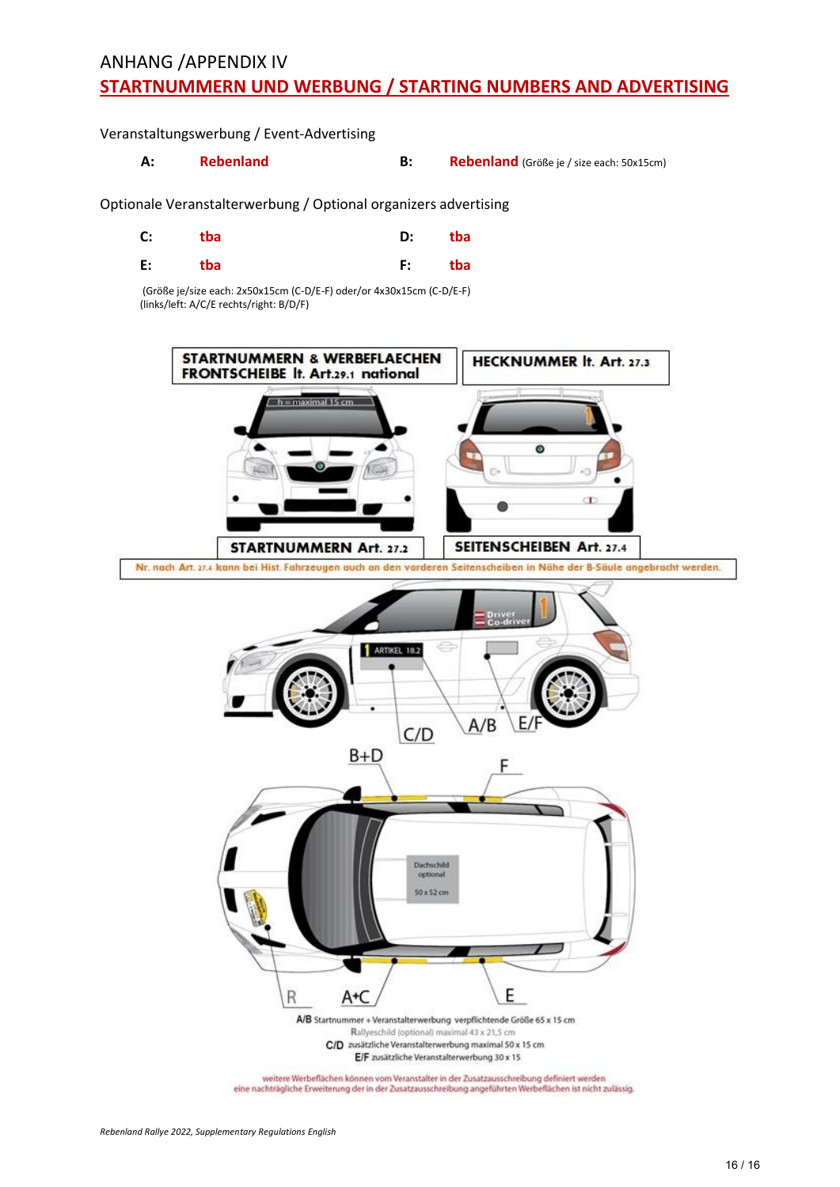ANHANG /APPENDIX IV

## STARTNUMMERN UND WERBUNG / STARTING NUMBERS AND ADVERTISING

Veranstaltungswerbung / Event-Advertising

| | | | |
|---|---|---|---|
| **A:** | **Rebenland** | **B:** | **Rebenland** (Größe je / size each: 50x15cm) |

Optionale Veranstalterwerbung / Optional organizers advertising

| | | | |
|---|---|---|---|
| **C:** | **tba** | **D:** | **tba** |
| **E:** | **tba** | **F:** | **tba** |

(Größe je/size each: 2x50x15cm (C-D/E-F) oder/or 4x30x15cm (C-D/E-F)
(links/left: A/C/E rechts/right: B/D/F)

STARTNUMMERN & WERBEFLAECHEN FRONTSCHEIBE lt. Art.29.1 national

h = maximal 15 cm

HECKNUMMER lt. Art. 27.3

STARTNUMMERN Art. 27.2

SEITENSCHEIBEN Art. 27.4

Nr. nach Art. 27.4 kann bei Hist. Fahrzeugen auch an den vorderen Seitenscheiben in Nähe der B-Säule angebracht werden.

Driver
Co-driver

ARTIKEL 18.2

C/D

A/B

E/F

B+D

F

Dachschild optional
50 x 52 cm

R

A+C

E

**A/B** Startnummer + Veranstalterwerbung verpflichtende Größe 65 x 15 cm
Rallyeschild (optional) maximal 43 x 21,5 cm
**C/D** zusätzliche Veranstalterwerbung maximal 50 x 15 cm
**E/F** zusätzliche Veranstalterwerbung 30 x 15

weitere Werbeflächen können vom Veranstalter in der Zusatzausschreibung definiert werden
eine nachträgliche Erweiterung der in der Zusatzausschreibung angeführten Werbeflächen ist nicht zulässig.

*Rebenland Rallye 2022, Supplementary Regulations English*